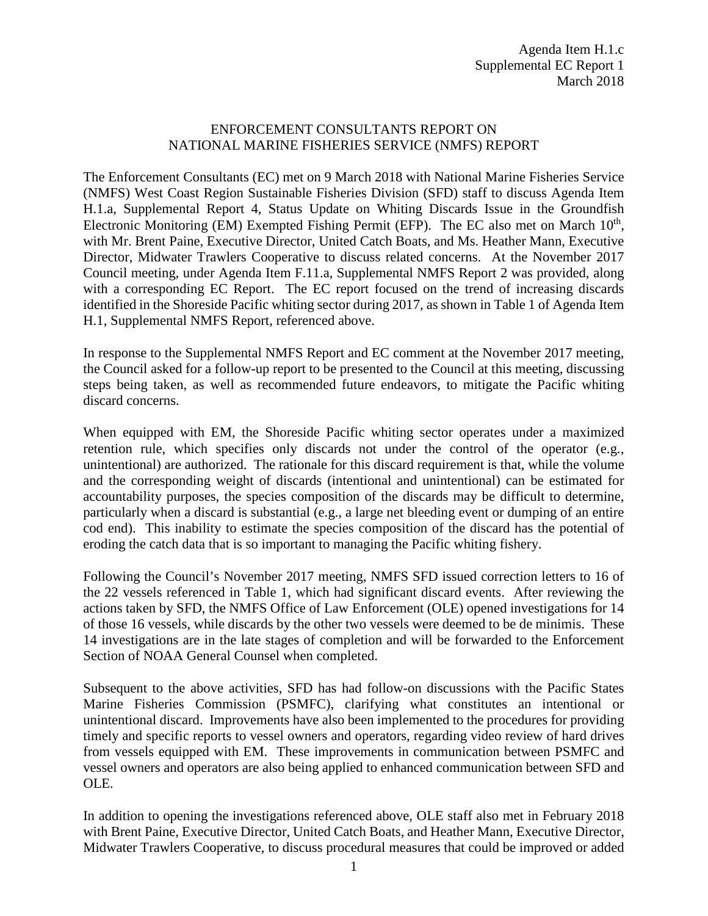Agenda Item H.1.c
Supplemental EC Report 1
March 2018

# ENFORCEMENT CONSULTANTS REPORT ON NATIONAL MARINE FISHERIES SERVICE (NMFS) REPORT

The Enforcement Consultants (EC) met on 9 March 2018 with National Marine Fisheries Service (NMFS) West Coast Region Sustainable Fisheries Division (SFD) staff to discuss Agenda Item H.1.a, Supplemental Report 4, Status Update on Whiting Discards Issue in the Groundfish Electronic Monitoring (EM) Exempted Fishing Permit (EFP). The EC also met on March 10th, with Mr. Brent Paine, Executive Director, United Catch Boats, and Ms. Heather Mann, Executive Director, Midwater Trawlers Cooperative to discuss related concerns. At the November 2017 Council meeting, under Agenda Item F.11.a, Supplemental NMFS Report 2 was provided, along with a corresponding EC Report. The EC report focused on the trend of increasing discards identified in the Shoreside Pacific whiting sector during 2017, as shown in Table 1 of Agenda Item H.1, Supplemental NMFS Report, referenced above.

In response to the Supplemental NMFS Report and EC comment at the November 2017 meeting, the Council asked for a follow-up report to be presented to the Council at this meeting, discussing steps being taken, as well as recommended future endeavors, to mitigate the Pacific whiting discard concerns.

When equipped with EM, the Shoreside Pacific whiting sector operates under a maximized retention rule, which specifies only discards not under the control of the operator (e.g., unintentional) are authorized. The rationale for this discard requirement is that, while the volume and the corresponding weight of discards (intentional and unintentional) can be estimated for accountability purposes, the species composition of the discards may be difficult to determine, particularly when a discard is substantial (e.g., a large net bleeding event or dumping of an entire cod end). This inability to estimate the species composition of the discard has the potential of eroding the catch data that is so important to managing the Pacific whiting fishery.

Following the Council's November 2017 meeting, NMFS SFD issued correction letters to 16 of the 22 vessels referenced in Table 1, which had significant discard events. After reviewing the actions taken by SFD, the NMFS Office of Law Enforcement (OLE) opened investigations for 14 of those 16 vessels, while discards by the other two vessels were deemed to be de minimis. These 14 investigations are in the late stages of completion and will be forwarded to the Enforcement Section of NOAA General Counsel when completed.

Subsequent to the above activities, SFD has had follow-on discussions with the Pacific States Marine Fisheries Commission (PSMFC), clarifying what constitutes an intentional or unintentional discard. Improvements have also been implemented to the procedures for providing timely and specific reports to vessel owners and operators, regarding video review of hard drives from vessels equipped with EM. These improvements in communication between PSMFC and vessel owners and operators are also being applied to enhanced communication between SFD and OLE.

In addition to opening the investigations referenced above, OLE staff also met in February 2018 with Brent Paine, Executive Director, United Catch Boats, and Heather Mann, Executive Director, Midwater Trawlers Cooperative, to discuss procedural measures that could be improved or added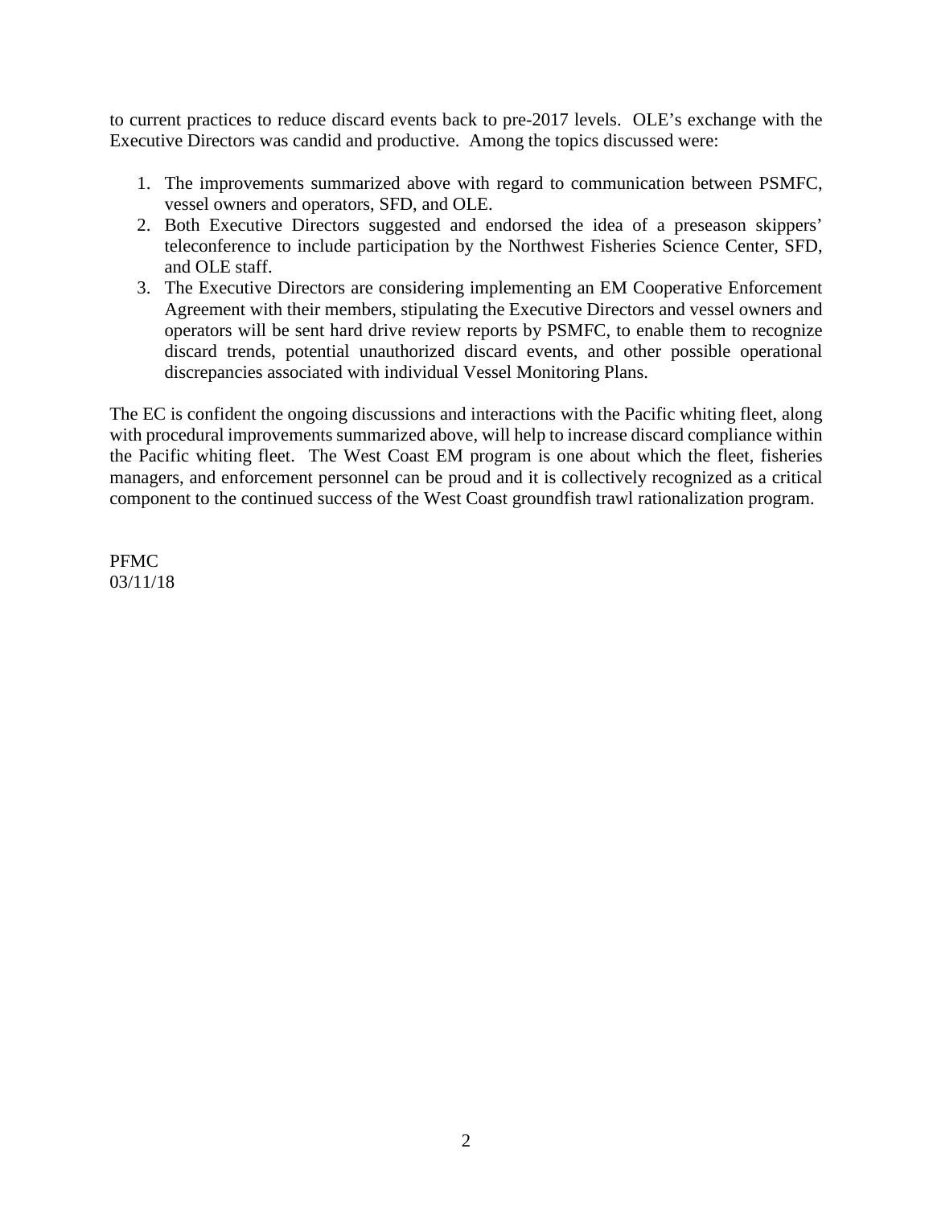to current practices to reduce discard events back to pre-2017 levels. OLE's exchange with the Executive Directors was candid and productive. Among the topics discussed were:

1. The improvements summarized above with regard to communication between PSMFC, vessel owners and operators, SFD, and OLE.
2. Both Executive Directors suggested and endorsed the idea of a preseason skippers' teleconference to include participation by the Northwest Fisheries Science Center, SFD, and OLE staff.
3. The Executive Directors are considering implementing an EM Cooperative Enforcement Agreement with their members, stipulating the Executive Directors and vessel owners and operators will be sent hard drive review reports by PSMFC, to enable them to recognize discard trends, potential unauthorized discard events, and other possible operational discrepancies associated with individual Vessel Monitoring Plans.

The EC is confident the ongoing discussions and interactions with the Pacific whiting fleet, along with procedural improvements summarized above, will help to increase discard compliance within the Pacific whiting fleet. The West Coast EM program is one about which the fleet, fisheries managers, and enforcement personnel can be proud and it is collectively recognized as a critical component to the continued success of the West Coast groundfish trawl rationalization program.

PFMC
03/11/18